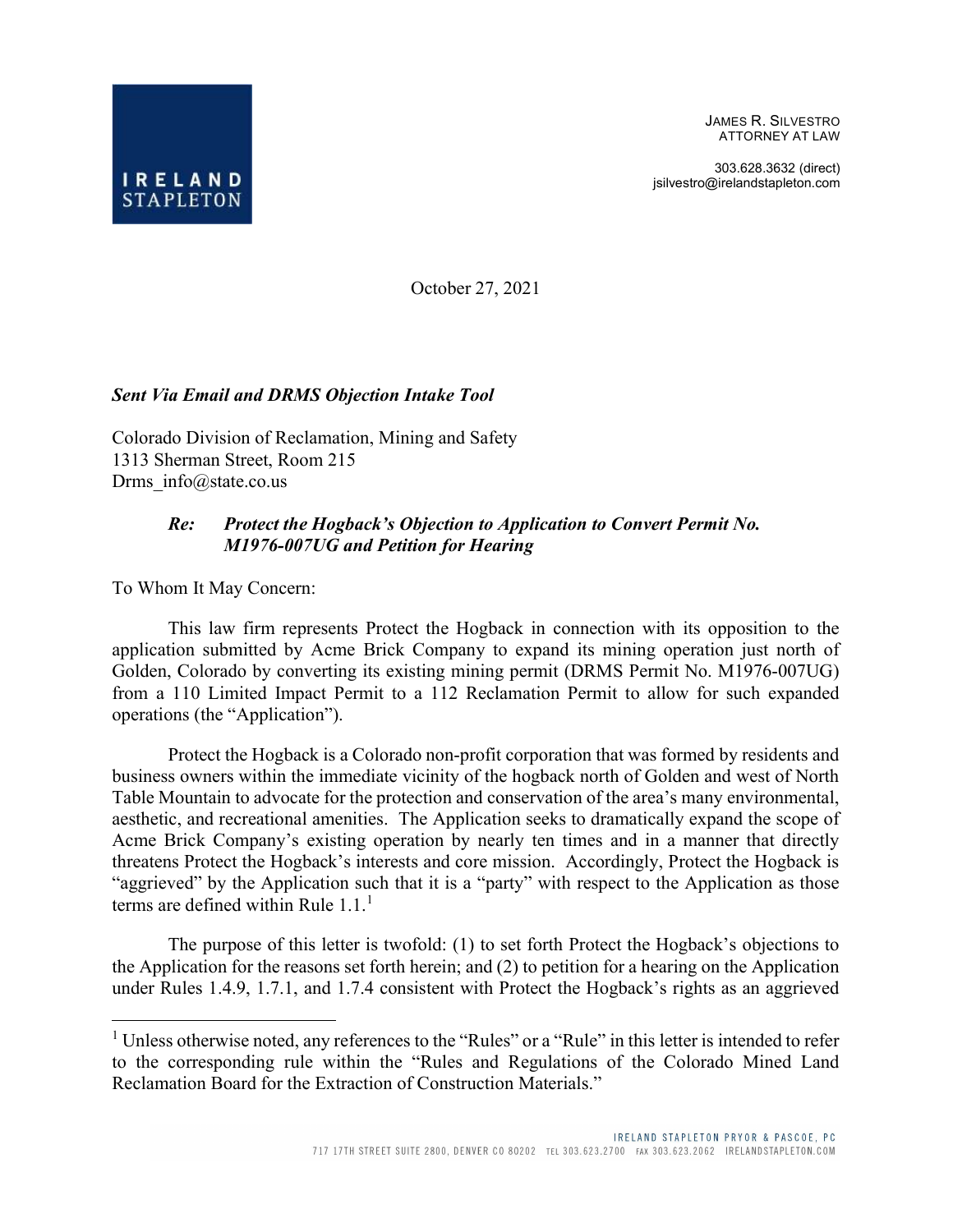IRELAND STAPLETON

JAMES R. SILVESTRO
ATTORNEY AT LAW

303.628.3632 (direct)
jsilvestro@irelandstapleton.com

October 27, 2021

***Sent Via Email and DRMS Objection Intake Tool***

Colorado Division of Reclamation, Mining and Safety
1313 Sherman Street, Room 215
Drms_info@state.co.us

> ***Re: Protect the Hogback's Objection to Application to Convert Permit No. M1976-007UG and Petition for Hearing***

To Whom It May Concern:

This law firm represents Protect the Hogback in connection with its opposition to the application submitted by Acme Brick Company to expand its mining operation just north of Golden, Colorado by converting its existing mining permit (DRMS Permit No. M1976-007UG) from a 110 Limited Impact Permit to a 112 Reclamation Permit to allow for such expanded operations (the "Application").

Protect the Hogback is a Colorado non-profit corporation that was formed by residents and business owners within the immediate vicinity of the hogback north of Golden and west of North Table Mountain to advocate for the protection and conservation of the area's many environmental, aesthetic, and recreational amenities. The Application seeks to dramatically expand the scope of Acme Brick Company's existing operation by nearly ten times and in a manner that directly threatens Protect the Hogback's interests and core mission. Accordingly, Protect the Hogback is "aggrieved" by the Application such that it is a "party" with respect to the Application as those terms are defined within Rule 1.1.[1]

The purpose of this letter is twofold: (1) to set forth Protect the Hogback's objections to the Application for the reasons set forth herein; and (2) to petition for a hearing on the Application under Rules 1.4.9, 1.7.1, and 1.7.4 consistent with Protect the Hogback's rights as an aggrieved

[1] Unless otherwise noted, any references to the "Rules" or a "Rule" in this letter is intended to refer to the corresponding rule within the "Rules and Regulations of the Colorado Mined Land Reclamation Board for the Extraction of Construction Materials."

IRELAND STAPLETON PRYOR & PASCOE, PC
717 17TH STREET SUITE 2800, DENVER CO 80202 TEL 303.623.2700 FAX 303.623.2062 IRELANDSTAPLETON.COM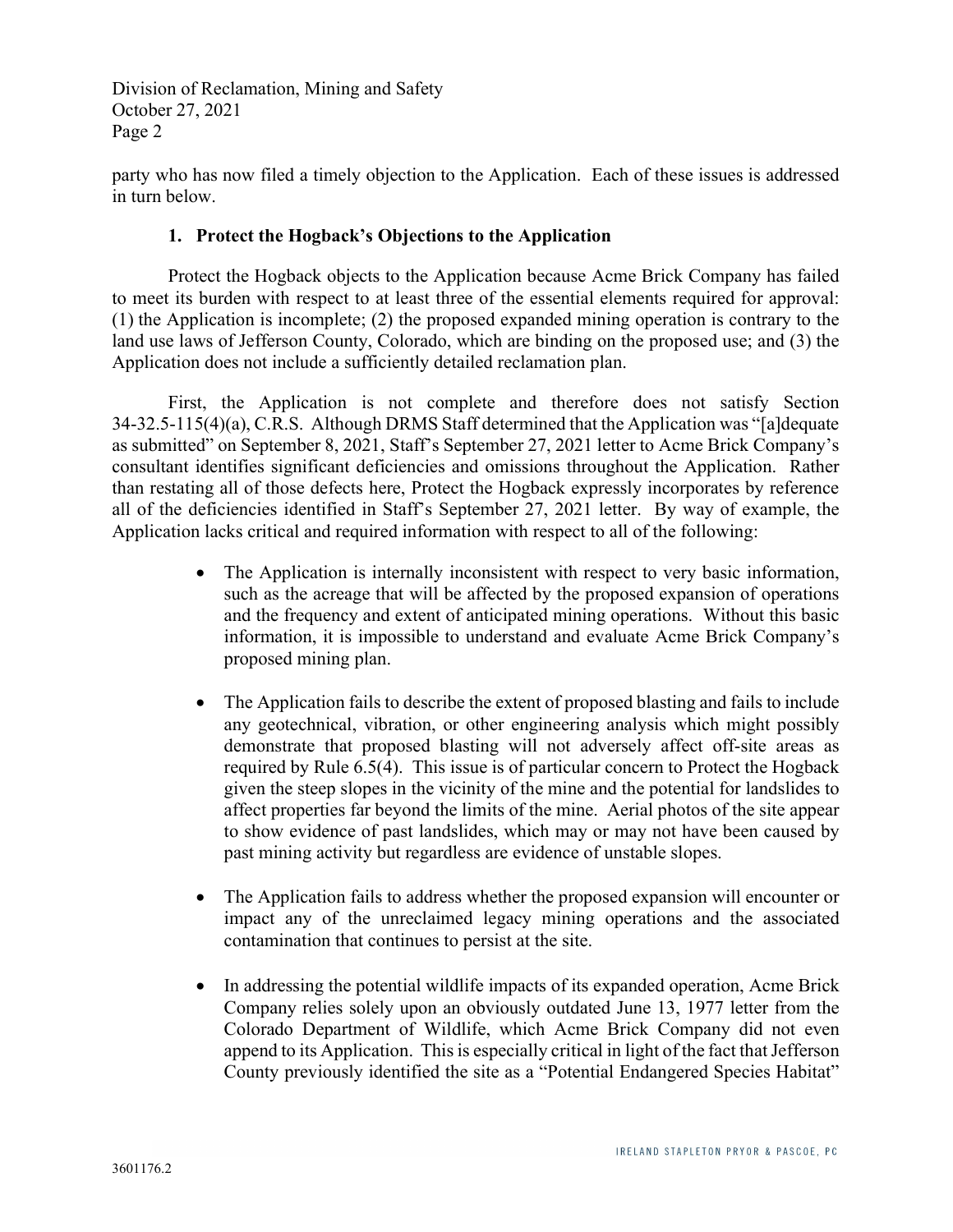party who has now filed a timely objection to the Application. Each of these issues is addressed in turn below.

### 1. Protect the Hogback's Objections to the Application

Protect the Hogback objects to the Application because Acme Brick Company has failed to meet its burden with respect to at least three of the essential elements required for approval: (1) the Application is incomplete; (2) the proposed expanded mining operation is contrary to the land use laws of Jefferson County, Colorado, which are binding on the proposed use; and (3) the Application does not include a sufficiently detailed reclamation plan.

First, the Application is not complete and therefore does not satisfy Section 34-32.5-115(4)(a), C.R.S. Although DRMS Staff determined that the Application was "[a]dequate as submitted" on September 8, 2021, Staff's September 27, 2021 letter to Acme Brick Company's consultant identifies significant deficiencies and omissions throughout the Application. Rather than restating all of those defects here, Protect the Hogback expressly incorporates by reference all of the deficiencies identified in Staff's September 27, 2021 letter. By way of example, the Application lacks critical and required information with respect to all of the following:

- The Application is internally inconsistent with respect to very basic information, such as the acreage that will be affected by the proposed expansion of operations and the frequency and extent of anticipated mining operations. Without this basic information, it is impossible to understand and evaluate Acme Brick Company's proposed mining plan.

- The Application fails to describe the extent of proposed blasting and fails to include any geotechnical, vibration, or other engineering analysis which might possibly demonstrate that proposed blasting will not adversely affect off-site areas as required by Rule 6.5(4). This issue is of particular concern to Protect the Hogback given the steep slopes in the vicinity of the mine and the potential for landslides to affect properties far beyond the limits of the mine. Aerial photos of the site appear to show evidence of past landslides, which may or may not have been caused by past mining activity but regardless are evidence of unstable slopes.

- The Application fails to address whether the proposed expansion will encounter or impact any of the unreclaimed legacy mining operations and the associated contamination that continues to persist at the site.

- In addressing the potential wildlife impacts of its expanded operation, Acme Brick Company relies solely upon an obviously outdated June 13, 1977 letter from the Colorado Department of Wildlife, which Acme Brick Company did not even append to its Application. This is especially critical in light of the fact that Jefferson County previously identified the site as a "Potential Endangered Species Habitat"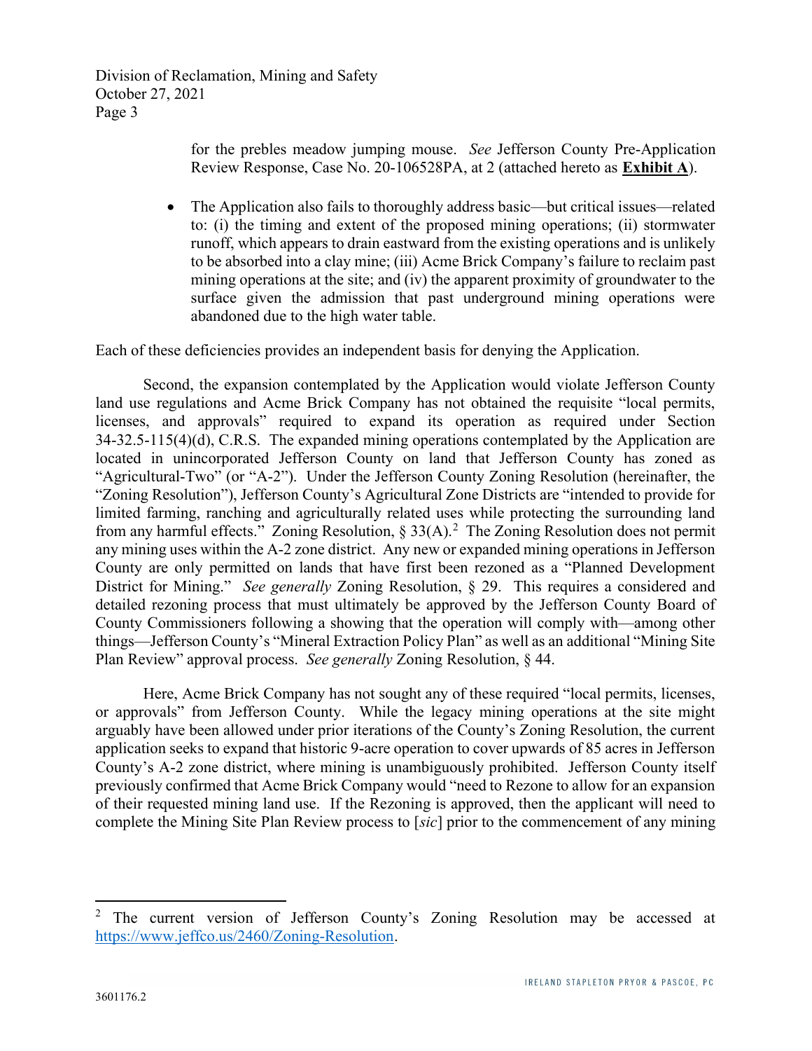for the prebles meadow jumping mouse. *See* Jefferson County Pre-Application Review Response, Case No. 20-106528PA, at 2 (attached hereto as **Exhibit A**).

- The Application also fails to thoroughly address basic—but critical issues—related to: (i) the timing and extent of the proposed mining operations; (ii) stormwater runoff, which appears to drain eastward from the existing operations and is unlikely to be absorbed into a clay mine; (iii) Acme Brick Company's failure to reclaim past mining operations at the site; and (iv) the apparent proximity of groundwater to the surface given the admission that past underground mining operations were abandoned due to the high water table.

Each of these deficiencies provides an independent basis for denying the Application.

Second, the expansion contemplated by the Application would violate Jefferson County land use regulations and Acme Brick Company has not obtained the requisite "local permits, licenses, and approvals" required to expand its operation as required under Section 34-32.5-115(4)(d), C.R.S. The expanded mining operations contemplated by the Application are located in unincorporated Jefferson County on land that Jefferson County has zoned as "Agricultural-Two" (or "A-2"). Under the Jefferson County Zoning Resolution (hereinafter, the "Zoning Resolution"), Jefferson County's Agricultural Zone Districts are "intended to provide for limited farming, ranching and agriculturally related uses while protecting the surrounding land from any harmful effects." Zoning Resolution, § 33(A).[2] The Zoning Resolution does not permit any mining uses within the A-2 zone district. Any new or expanded mining operations in Jefferson County are only permitted on lands that have first been rezoned as a "Planned Development District for Mining." *See generally* Zoning Resolution, § 29. This requires a considered and detailed rezoning process that must ultimately be approved by the Jefferson County Board of County Commissioners following a showing that the operation will comply with—among other things—Jefferson County's "Mineral Extraction Policy Plan" as well as an additional "Mining Site Plan Review" approval process. *See generally* Zoning Resolution, § 44.

Here, Acme Brick Company has not sought any of these required "local permits, licenses, or approvals" from Jefferson County. While the legacy mining operations at the site might arguably have been allowed under prior iterations of the County's Zoning Resolution, the current application seeks to expand that historic 9-acre operation to cover upwards of 85 acres in Jefferson County's A-2 zone district, where mining is unambiguously prohibited. Jefferson County itself previously confirmed that Acme Brick Company would "need to Rezone to allow for an expansion of their requested mining land use. If the Rezoning is approved, then the applicant will need to complete the Mining Site Plan Review process to [*sic*] prior to the commencement of any mining

---

[2] The current version of Jefferson County's Zoning Resolution may be accessed at https://www.jeffco.us/2460/Zoning-Resolution.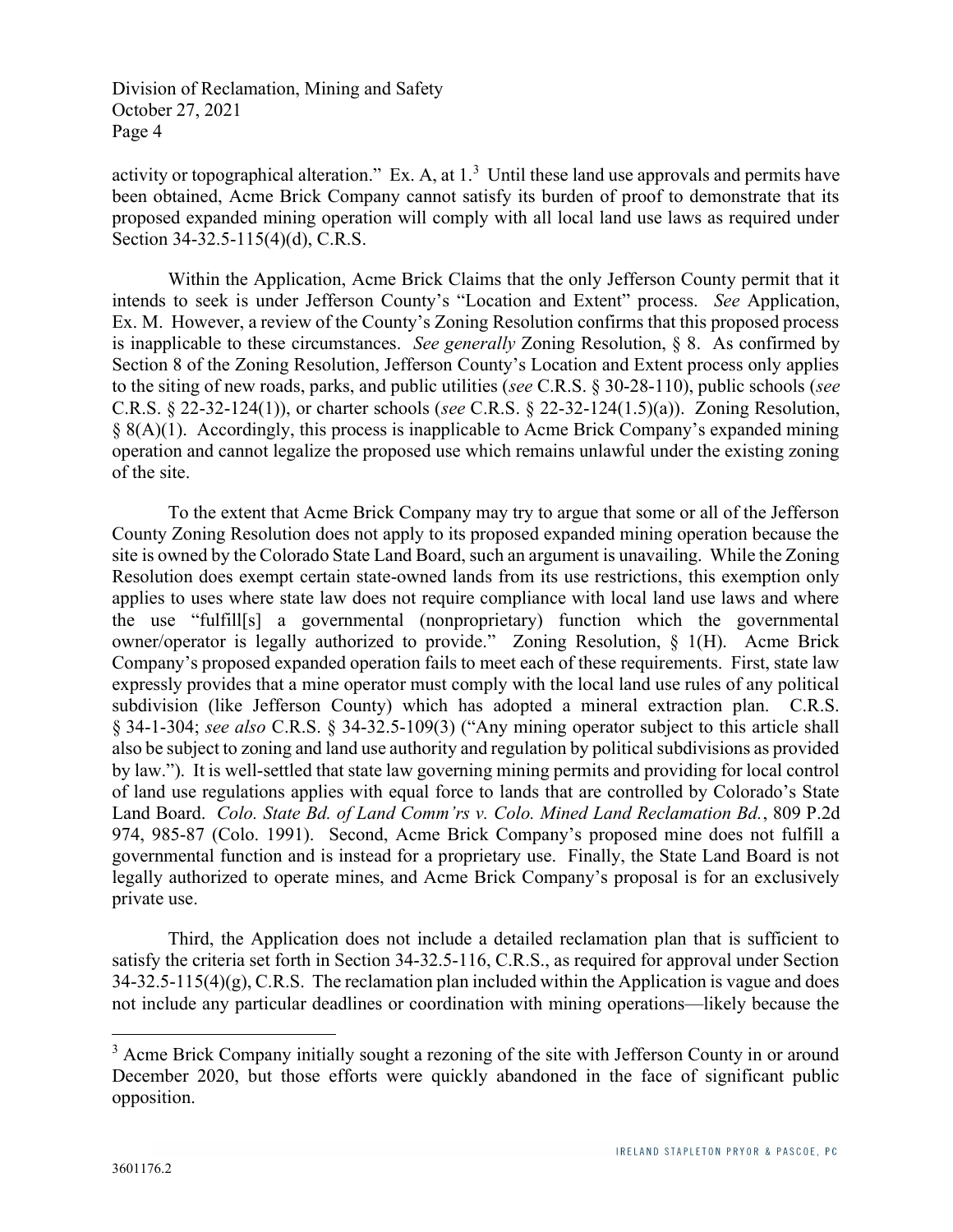activity or topographical alteration." Ex. A, at 1.[3] Until these land use approvals and permits have been obtained, Acme Brick Company cannot satisfy its burden of proof to demonstrate that its proposed expanded mining operation will comply with all local land use laws as required under Section 34-32.5-115(4)(d), C.R.S.

Within the Application, Acme Brick Claims that the only Jefferson County permit that it intends to seek is under Jefferson County's "Location and Extent" process. *See* Application, Ex. M. However, a review of the County's Zoning Resolution confirms that this proposed process is inapplicable to these circumstances. *See generally* Zoning Resolution, § 8. As confirmed by Section 8 of the Zoning Resolution, Jefferson County's Location and Extent process only applies to the siting of new roads, parks, and public utilities (*see* C.R.S. § 30-28-110), public schools (*see* C.R.S. § 22-32-124(1)), or charter schools (*see* C.R.S. § 22-32-124(1.5)(a)). Zoning Resolution, § 8(A)(1). Accordingly, this process is inapplicable to Acme Brick Company's expanded mining operation and cannot legalize the proposed use which remains unlawful under the existing zoning of the site.

To the extent that Acme Brick Company may try to argue that some or all of the Jefferson County Zoning Resolution does not apply to its proposed expanded mining operation because the site is owned by the Colorado State Land Board, such an argument is unavailing. While the Zoning Resolution does exempt certain state-owned lands from its use restrictions, this exemption only applies to uses where state law does not require compliance with local land use laws and where the use "fulfill[s] a governmental (nonproprietary) function which the governmental owner/operator is legally authorized to provide." Zoning Resolution, § 1(H). Acme Brick Company's proposed expanded operation fails to meet each of these requirements. First, state law expressly provides that a mine operator must comply with the local land use rules of any political subdivision (like Jefferson County) which has adopted a mineral extraction plan. C.R.S. § 34-1-304; *see also* C.R.S. § 34-32.5-109(3) ("Any mining operator subject to this article shall also be subject to zoning and land use authority and regulation by political subdivisions as provided by law."). It is well-settled that state law governing mining permits and providing for local control of land use regulations applies with equal force to lands that are controlled by Colorado's State Land Board. *Colo. State Bd. of Land Comm'rs v. Colo. Mined Land Reclamation Bd.*, 809 P.2d 974, 985-87 (Colo. 1991). Second, Acme Brick Company's proposed mine does not fulfill a governmental function and is instead for a proprietary use. Finally, the State Land Board is not legally authorized to operate mines, and Acme Brick Company's proposal is for an exclusively private use.

Third, the Application does not include a detailed reclamation plan that is sufficient to satisfy the criteria set forth in Section 34-32.5-116, C.R.S., as required for approval under Section 34-32.5-115(4)(g), C.R.S. The reclamation plan included within the Application is vague and does not include any particular deadlines or coordination with mining operations—likely because the

[3] Acme Brick Company initially sought a rezoning of the site with Jefferson County in or around December 2020, but those efforts were quickly abandoned in the face of significant public opposition.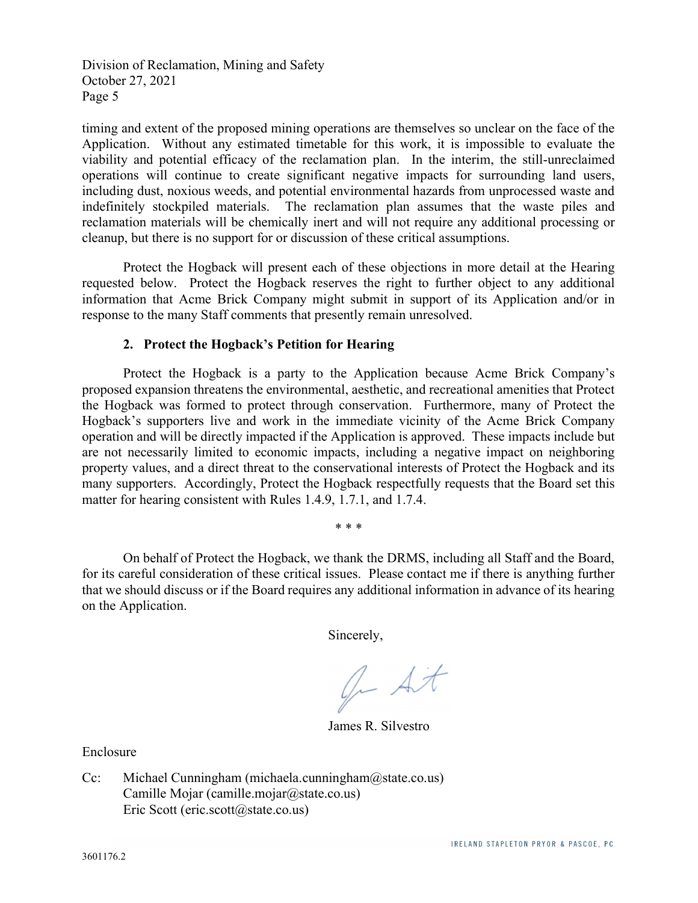timing and extent of the proposed mining operations are themselves so unclear on the face of the Application. Without any estimated timetable for this work, it is impossible to evaluate the viability and potential efficacy of the reclamation plan. In the interim, the still-unreclaimed operations will continue to create significant negative impacts for surrounding land users, including dust, noxious weeds, and potential environmental hazards from unprocessed waste and indefinitely stockpiled materials. The reclamation plan assumes that the waste piles and reclamation materials will be chemically inert and will not require any additional processing or cleanup, but there is no support for or discussion of these critical assumptions.

Protect the Hogback will present each of these objections in more detail at the Hearing requested below. Protect the Hogback reserves the right to further object to any additional information that Acme Brick Company might submit in support of its Application and/or in response to the many Staff comments that presently remain unresolved.

## 2. Protect the Hogback's Petition for Hearing

Protect the Hogback is a party to the Application because Acme Brick Company's proposed expansion threatens the environmental, aesthetic, and recreational amenities that Protect the Hogback was formed to protect through conservation. Furthermore, many of Protect the Hogback's supporters live and work in the immediate vicinity of the Acme Brick Company operation and will be directly impacted if the Application is approved. These impacts include but are not necessarily limited to economic impacts, including a negative impact on neighboring property values, and a direct threat to the conservational interests of Protect the Hogback and its many supporters. Accordingly, Protect the Hogback respectfully requests that the Board set this matter for hearing consistent with Rules 1.4.9, 1.7.1, and 1.7.4.

\* \* \*

On behalf of Protect the Hogback, we thank the DRMS, including all Staff and the Board, for its careful consideration of these critical issues. Please contact me if there is anything further that we should discuss or if the Board requires any additional information in advance of its hearing on the Application.

Sincerely,

James R. Silvestro

Enclosure

Cc: Michael Cunningham (michaela.cunningham@state.co.us)
Camille Mojar (camille.mojar@state.co.us)
Eric Scott (eric.scott@state.co.us)

3601176.2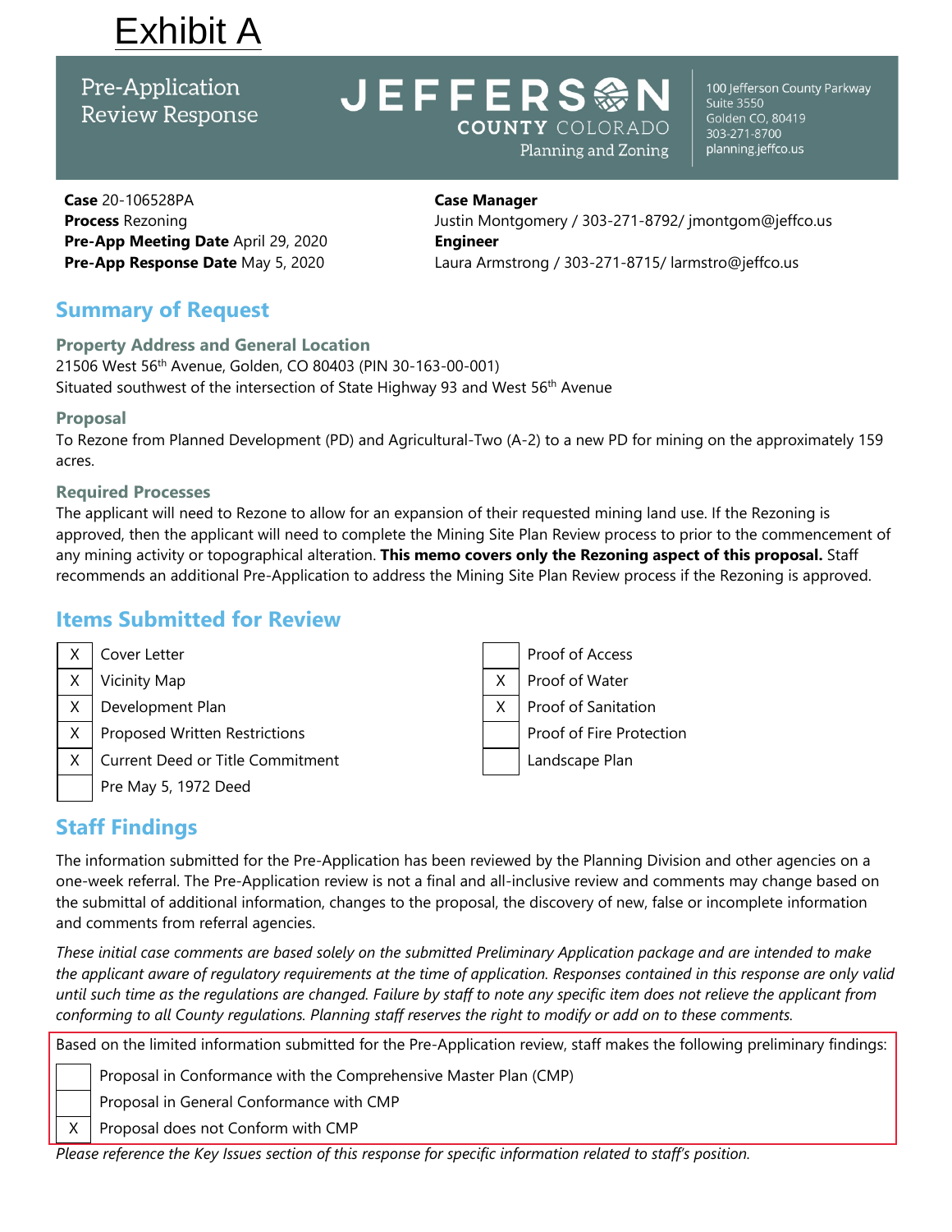# Exhibit A

**Pre-Application Review Response**

**JEFFERSON COUNTY COLORADO**
Planning and Zoning

100 Jefferson County Parkway
Suite 3550
Golden CO, 80419
303-271-8700
planning.jeffco.us

**Case** 20-106528PA
**Process** Rezoning
**Pre-App Meeting Date** April 29, 2020
**Pre-App Response Date** May 5, 2020

**Case Manager**
Justin Montgomery / 303-271-8792/ jmontgom@jeffco.us
**Engineer**
Laura Armstrong / 303-271-8715/ larmstro@jeffco.us

## Summary of Request

### Property Address and General Location

21506 West 56th Avenue, Golden, CO 80403 (PIN 30-163-00-001)
Situated southwest of the intersection of State Highway 93 and West 56th Avenue

### Proposal

To Rezone from Planned Development (PD) and Agricultural-Two (A-2) to a new PD for mining on the approximately 159 acres.

### Required Processes

The applicant will need to Rezone to allow for an expansion of their requested mining land use. If the Rezoning is approved, then the applicant will need to complete the Mining Site Plan Review process to prior to the commencement of any mining activity or topographical alteration. **This memo covers only the Rezoning aspect of this proposal.** Staff recommends an additional Pre-Application to address the Mining Site Plan Review process if the Rezoning is approved.

## Items Submitted for Review

| | | | |
|---|---|---|---|
| X | Cover Letter | | Proof of Access |
| X | Vicinity Map | X | Proof of Water |
| X | Development Plan | X | Proof of Sanitation |
| X | Proposed Written Restrictions | | Proof of Fire Protection |
| X | Current Deed or Title Commitment | | Landscape Plan |
| | Pre May 5, 1972 Deed | | |

## Staff Findings

The information submitted for the Pre-Application has been reviewed by the Planning Division and other agencies on a one-week referral. The Pre-Application review is not a final and all-inclusive review and comments may change based on the submittal of additional information, changes to the proposal, the discovery of new, false or incomplete information and comments from referral agencies.

*These initial case comments are based solely on the submitted Preliminary Application package and are intended to make the applicant aware of regulatory requirements at the time of application. Responses contained in this response are only valid until such time as the regulations are changed. Failure by staff to note any specific item does not relieve the applicant from conforming to all County regulations. Planning staff reserves the right to modify or add on to these comments.*

Based on the limited information submitted for the Pre-Application review, staff makes the following preliminary findings:

| | |
|---|---|
| | Proposal in Conformance with the Comprehensive Master Plan (CMP) |
| | Proposal in General Conformance with CMP |
| X | Proposal does not Conform with CMP |

*Please reference the Key Issues section of this response for specific information related to staff's position.*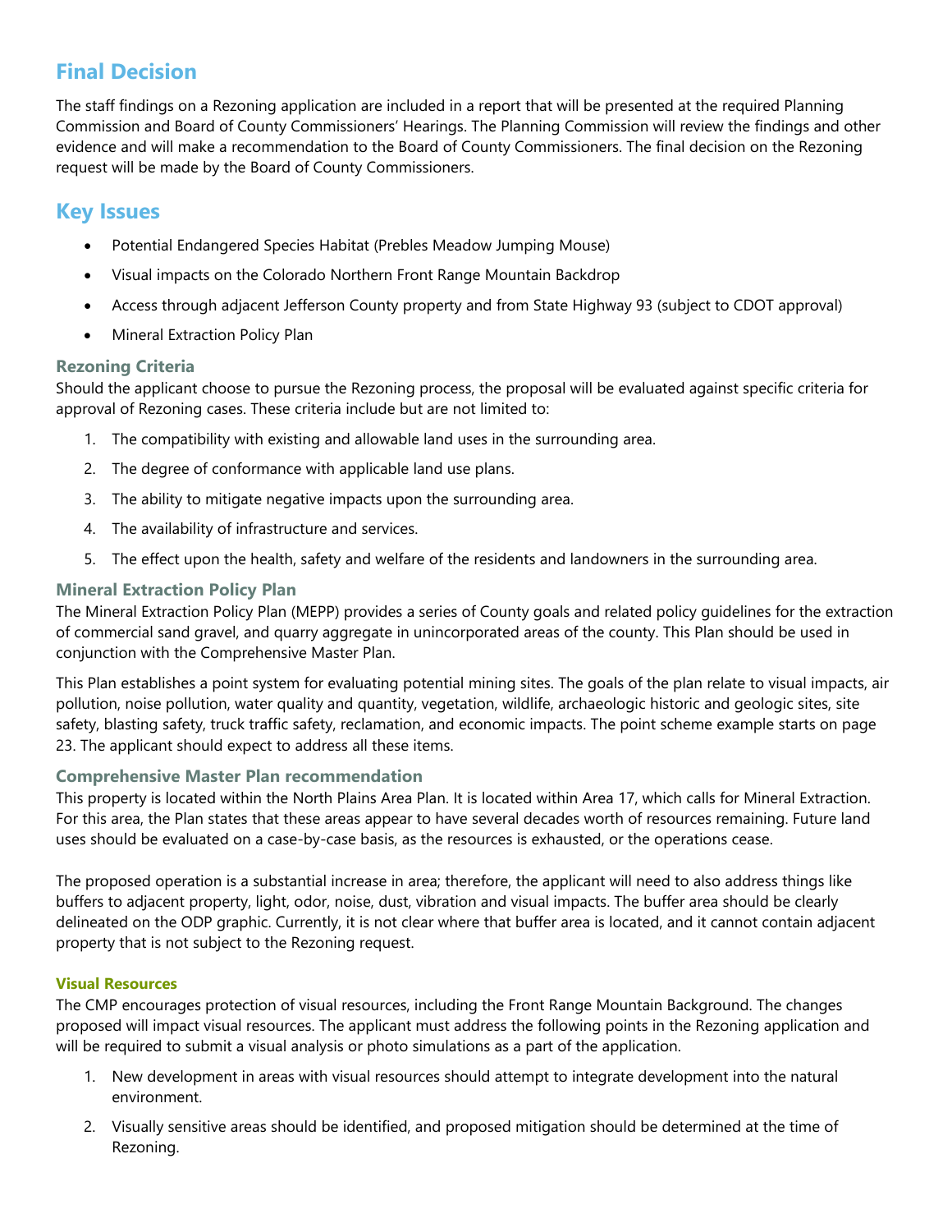## Final Decision

The staff findings on a Rezoning application are included in a report that will be presented at the required Planning Commission and Board of County Commissioners' Hearings. The Planning Commission will review the findings and other evidence and will make a recommendation to the Board of County Commissioners. The final decision on the Rezoning request will be made by the Board of County Commissioners.

## Key Issues

- Potential Endangered Species Habitat (Prebles Meadow Jumping Mouse)
- Visual impacts on the Colorado Northern Front Range Mountain Backdrop
- Access through adjacent Jefferson County property and from State Highway 93 (subject to CDOT approval)
- Mineral Extraction Policy Plan

### Rezoning Criteria

Should the applicant choose to pursue the Rezoning process, the proposal will be evaluated against specific criteria for approval of Rezoning cases. These criteria include but are not limited to:

1. The compatibility with existing and allowable land uses in the surrounding area.
2. The degree of conformance with applicable land use plans.
3. The ability to mitigate negative impacts upon the surrounding area.
4. The availability of infrastructure and services.
5. The effect upon the health, safety and welfare of the residents and landowners in the surrounding area.

### Mineral Extraction Policy Plan

The Mineral Extraction Policy Plan (MEPP) provides a series of County goals and related policy guidelines for the extraction of commercial sand gravel, and quarry aggregate in unincorporated areas of the county. This Plan should be used in conjunction with the Comprehensive Master Plan.

This Plan establishes a point system for evaluating potential mining sites. The goals of the plan relate to visual impacts, air pollution, noise pollution, water quality and quantity, vegetation, wildlife, archaeologic historic and geologic sites, site safety, blasting safety, truck traffic safety, reclamation, and economic impacts. The point scheme example starts on page 23. The applicant should expect to address all these items.

### Comprehensive Master Plan recommendation

This property is located within the North Plains Area Plan. It is located within Area 17, which calls for Mineral Extraction. For this area, the Plan states that these areas appear to have several decades worth of resources remaining. Future land uses should be evaluated on a case-by-case basis, as the resources is exhausted, or the operations cease.

The proposed operation is a substantial increase in area; therefore, the applicant will need to also address things like buffers to adjacent property, light, odor, noise, dust, vibration and visual impacts. The buffer area should be clearly delineated on the ODP graphic. Currently, it is not clear where that buffer area is located, and it cannot contain adjacent property that is not subject to the Rezoning request.

#### Visual Resources

The CMP encourages protection of visual resources, including the Front Range Mountain Background. The changes proposed will impact visual resources. The applicant must address the following points in the Rezoning application and will be required to submit a visual analysis or photo simulations as a part of the application.

1. New development in areas with visual resources should attempt to integrate development into the natural environment.
2. Visually sensitive areas should be identified, and proposed mitigation should be determined at the time of Rezoning.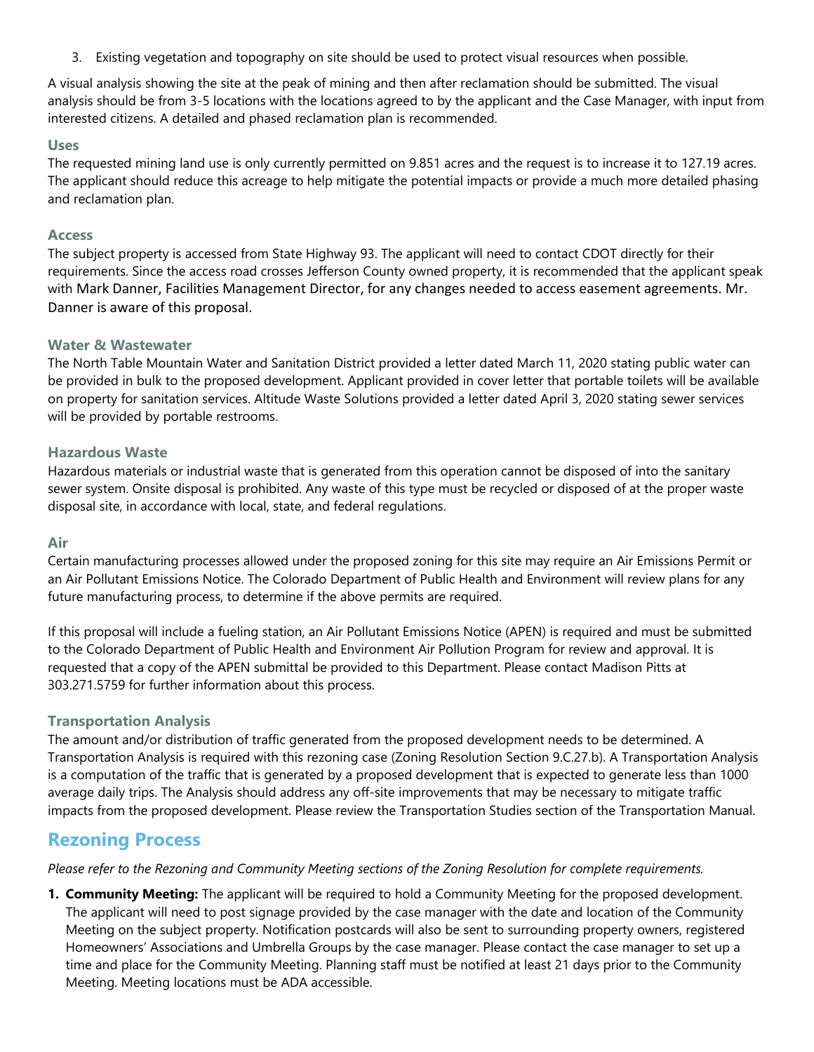3. Existing vegetation and topography on site should be used to protect visual resources when possible.

A visual analysis showing the site at the peak of mining and then after reclamation should be submitted. The visual analysis should be from 3-5 locations with the locations agreed to by the applicant and the Case Manager, with input from interested citizens. A detailed and phased reclamation plan is recommended.

### Uses

The requested mining land use is only currently permitted on 9.851 acres and the request is to increase it to 127.19 acres. The applicant should reduce this acreage to help mitigate the potential impacts or provide a much more detailed phasing and reclamation plan.

### Access

The subject property is accessed from State Highway 93. The applicant will need to contact CDOT directly for their requirements. Since the access road crosses Jefferson County owned property, it is recommended that the applicant speak with Mark Danner, Facilities Management Director, for any changes needed to access easement agreements. Mr. Danner is aware of this proposal.

### Water & Wastewater

The North Table Mountain Water and Sanitation District provided a letter dated March 11, 2020 stating public water can be provided in bulk to the proposed development. Applicant provided in cover letter that portable toilets will be available on property for sanitation services. Altitude Waste Solutions provided a letter dated April 3, 2020 stating sewer services will be provided by portable restrooms.

### Hazardous Waste

Hazardous materials or industrial waste that is generated from this operation cannot be disposed of into the sanitary sewer system. Onsite disposal is prohibited. Any waste of this type must be recycled or disposed of at the proper waste disposal site, in accordance with local, state, and federal regulations.

### Air

Certain manufacturing processes allowed under the proposed zoning for this site may require an Air Emissions Permit or an Air Pollutant Emissions Notice. The Colorado Department of Public Health and Environment will review plans for any future manufacturing process, to determine if the above permits are required.

If this proposal will include a fueling station, an Air Pollutant Emissions Notice (APEN) is required and must be submitted to the Colorado Department of Public Health and Environment Air Pollution Program for review and approval. It is requested that a copy of the APEN submittal be provided to this Department. Please contact Madison Pitts at 303.271.5759 for further information about this process.

### Transportation Analysis

The amount and/or distribution of traffic generated from the proposed development needs to be determined. A Transportation Analysis is required with this rezoning case (Zoning Resolution Section 9.C.27.b). A Transportation Analysis is a computation of the traffic that is generated by a proposed development that is expected to generate less than 1000 average daily trips. The Analysis should address any off-site improvements that may be necessary to mitigate traffic impacts from the proposed development. Please review the Transportation Studies section of the Transportation Manual.

## Rezoning Process

*Please refer to the Rezoning and Community Meeting sections of the Zoning Resolution for complete requirements.*

1. **Community Meeting:** The applicant will be required to hold a Community Meeting for the proposed development. The applicant will need to post signage provided by the case manager with the date and location of the Community Meeting on the subject property. Notification postcards will also be sent to surrounding property owners, registered Homeowners' Associations and Umbrella Groups by the case manager. Please contact the case manager to set up a time and place for the Community Meeting. Planning staff must be notified at least 21 days prior to the Community Meeting. Meeting locations must be ADA accessible.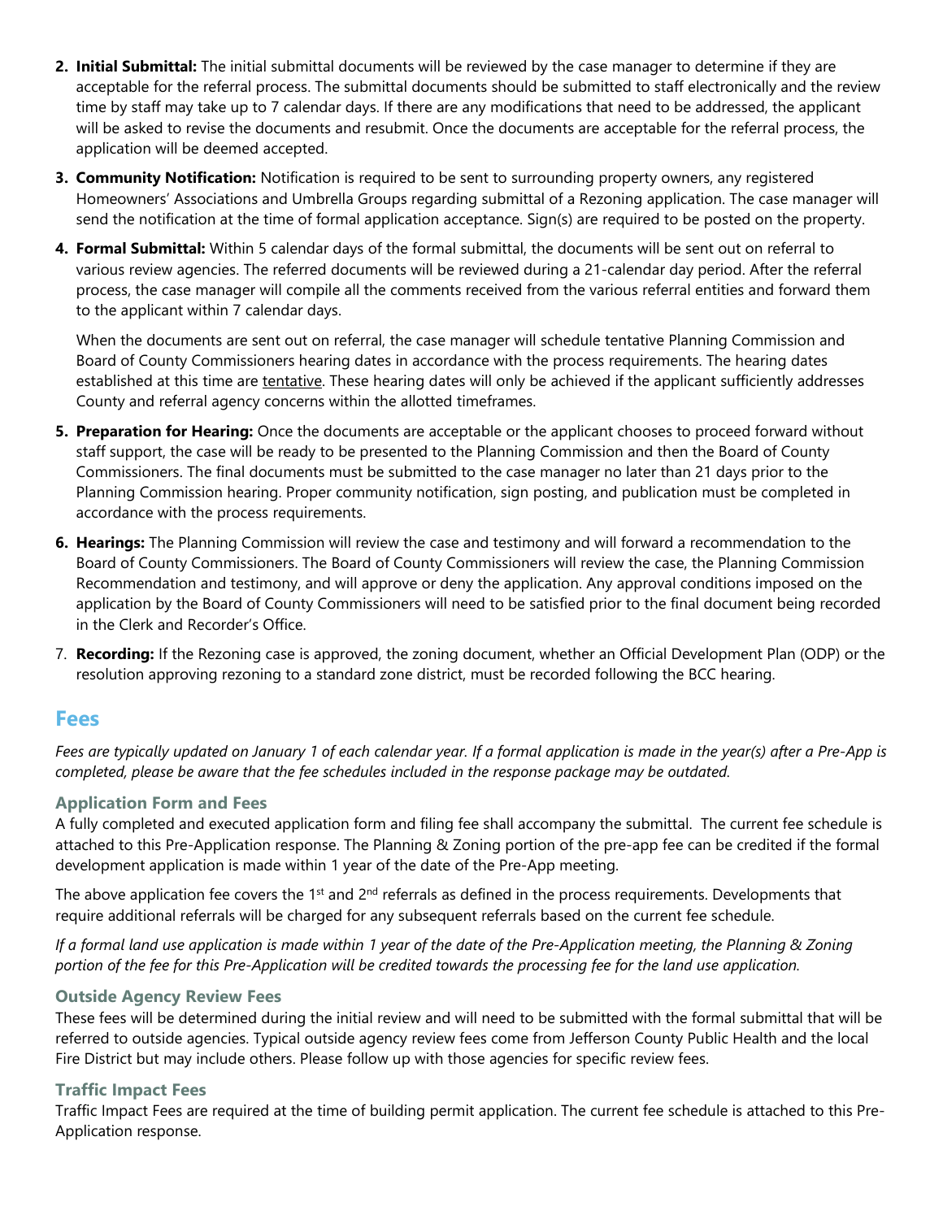2. **Initial Submittal:** The initial submittal documents will be reviewed by the case manager to determine if they are acceptable for the referral process. The submittal documents should be submitted to staff electronically and the review time by staff may take up to 7 calendar days. If there are any modifications that need to be addressed, the applicant will be asked to revise the documents and resubmit. Once the documents are acceptable for the referral process, the application will be deemed accepted.
3. **Community Notification:** Notification is required to be sent to surrounding property owners, any registered Homeowners' Associations and Umbrella Groups regarding submittal of a Rezoning application. The case manager will send the notification at the time of formal application acceptance. Sign(s) are required to be posted on the property.
4. **Formal Submittal:** Within 5 calendar days of the formal submittal, the documents will be sent out on referral to various review agencies. The referred documents will be reviewed during a 21-calendar day period. After the referral process, the case manager will compile all the comments received from the various referral entities and forward them to the applicant within 7 calendar days.

   When the documents are sent out on referral, the case manager will schedule tentative Planning Commission and Board of County Commissioners hearing dates in accordance with the process requirements. The hearing dates established at this time are tentative. These hearing dates will only be achieved if the applicant sufficiently addresses County and referral agency concerns within the allotted timeframes.
5. **Preparation for Hearing:** Once the documents are acceptable or the applicant chooses to proceed forward without staff support, the case will be ready to be presented to the Planning Commission and then the Board of County Commissioners. The final documents must be submitted to the case manager no later than 21 days prior to the Planning Commission hearing. Proper community notification, sign posting, and publication must be completed in accordance with the process requirements.
6. **Hearings:** The Planning Commission will review the case and testimony and will forward a recommendation to the Board of County Commissioners. The Board of County Commissioners will review the case, the Planning Commission Recommendation and testimony, and will approve or deny the application. Any approval conditions imposed on the application by the Board of County Commissioners will need to be satisfied prior to the final document being recorded in the Clerk and Recorder's Office.
7. **Recording:** If the Rezoning case is approved, the zoning document, whether an Official Development Plan (ODP) or the resolution approving rezoning to a standard zone district, must be recorded following the BCC hearing.

## Fees

*Fees are typically updated on January 1 of each calendar year. If a formal application is made in the year(s) after a Pre-App is completed, please be aware that the fee schedules included in the response package may be outdated.*

### Application Form and Fees

A fully completed and executed application form and filing fee shall accompany the submittal. The current fee schedule is attached to this Pre-Application response. The Planning & Zoning portion of the pre-app fee can be credited if the formal development application is made within 1 year of the date of the Pre-App meeting.

The above application fee covers the 1st and 2nd referrals as defined in the process requirements. Developments that require additional referrals will be charged for any subsequent referrals based on the current fee schedule.

*If a formal land use application is made within 1 year of the date of the Pre-Application meeting, the Planning & Zoning portion of the fee for this Pre-Application will be credited towards the processing fee for the land use application.*

### Outside Agency Review Fees

These fees will be determined during the initial review and will need to be submitted with the formal submittal that will be referred to outside agencies. Typical outside agency review fees come from Jefferson County Public Health and the local Fire District but may include others. Please follow up with those agencies for specific review fees.

### Traffic Impact Fees

Traffic Impact Fees are required at the time of building permit application. The current fee schedule is attached to this Pre-Application response.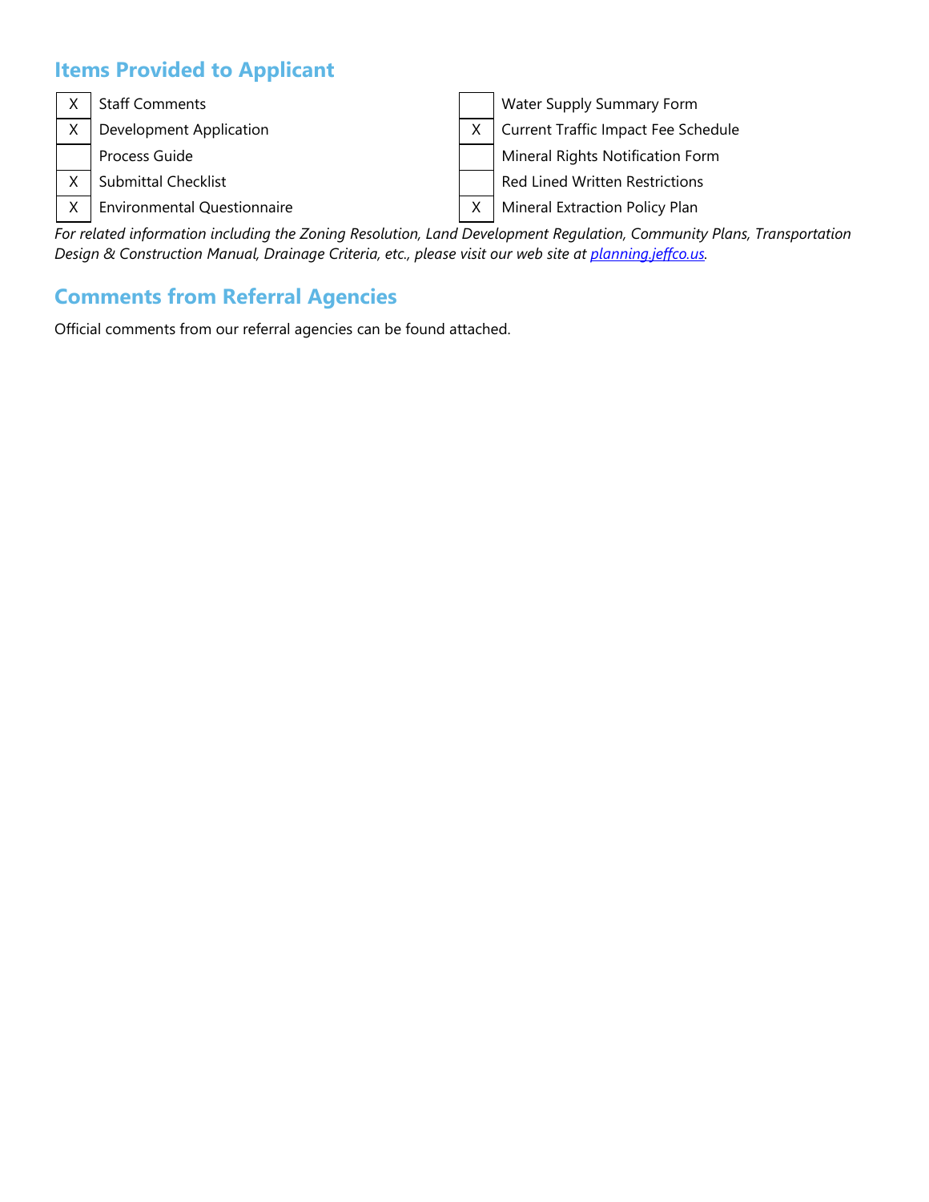## Items Provided to Applicant

| | | | |
|---|---|---|---|
| X | Staff Comments | | Water Supply Summary Form |
| X | Development Application | X | Current Traffic Impact Fee Schedule |
| | Process Guide | | Mineral Rights Notification Form |
| X | Submittal Checklist | | Red Lined Written Restrictions |
| X | Environmental Questionnaire | X | Mineral Extraction Policy Plan |

*For related information including the Zoning Resolution, Land Development Regulation, Community Plans, Transportation Design & Construction Manual, Drainage Criteria, etc., please visit our web site at [planning.jeffco.us](planning.jeffco.us).*

## Comments from Referral Agencies

Official comments from our referral agencies can be found attached.